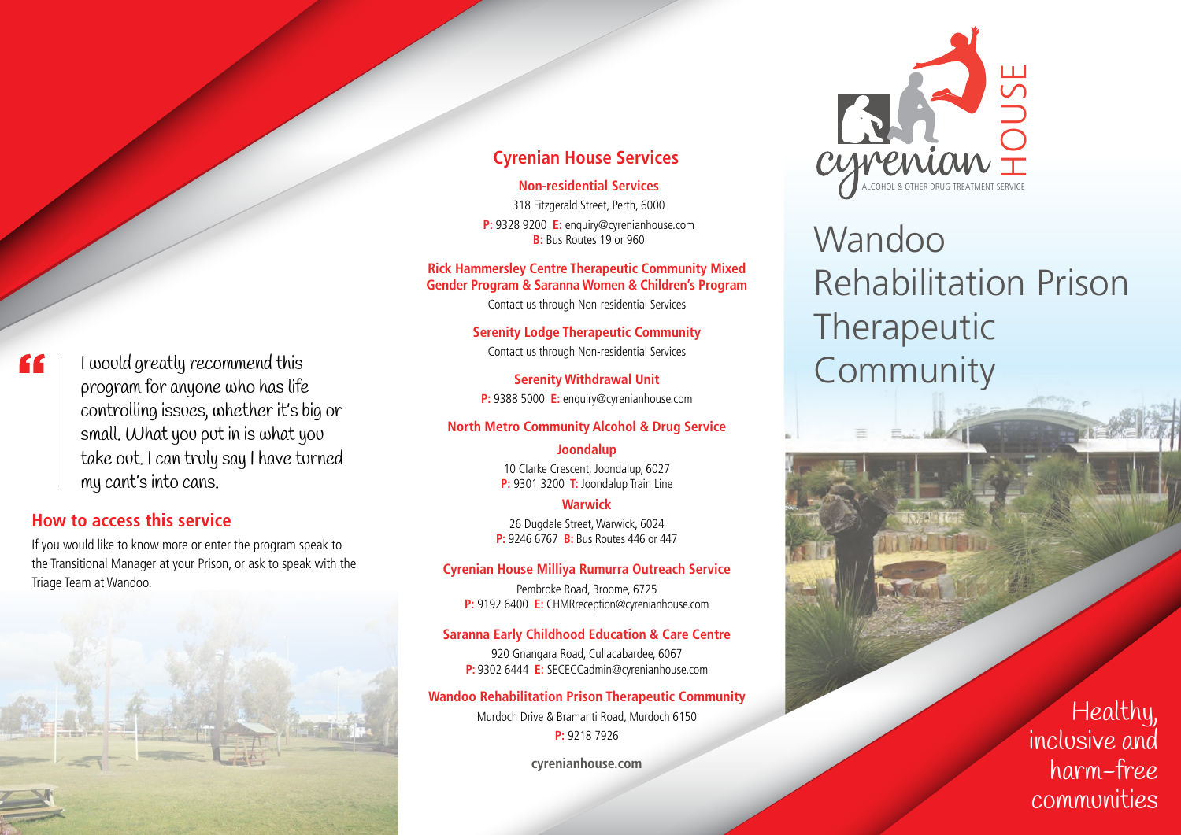> I would greatly recommend this program for anyone who has life controlling issues, whether it's big or small. What you put in is what you take out. I can truly say I have turned my cant's into cans.

## How to access this service

If you would like to know more or enter the program speak to the Transitional Manager at your Prison, or ask to speak with the Triage Team at Wandoo.

## Cyrenian House Services

**Non-residential Services**

318 Fitzgerald Street, Perth, 6000

**P:** 9328 9200 **E:** enquiry@cyrenianhouse.com
**B:** Bus Routes 19 or 960

**Rick Hammersley Centre Therapeutic Community Mixed Gender Program & Saranna Women & Children's Program**

Contact us through Non-residential Services

**Serenity Lodge Therapeutic Community**

Contact us through Non-residential Services

**Serenity Withdrawal Unit**

**P:** 9388 5000 **E:** enquiry@cyrenianhouse.com

**North Metro Community Alcohol & Drug Service**

**Joondalup**

10 Clarke Crescent, Joondalup, 6027
**P:** 9301 3200 **T:** Joondalup Train Line

**Warwick**

26 Dugdale Street, Warwick, 6024
**P:** 9246 6767 **B:** Bus Routes 446 or 447

**Cyrenian House Milliya Rumurra Outreach Service**

Pembroke Road, Broome, 6725
**P:** 9192 6400 **E:** CHMRreception@cyrenianhouse.com

**Saranna Early Childhood Education & Care Centre**

920 Gnangara Road, Cullacabardee, 6067
**P:** 9302 6444 **E:** SECECCadmin@cyrenianhouse.com

**Wandoo Rehabilitation Prison Therapeutic Community**

Murdoch Drive & Bramanti Road, Murdoch 6150
**P:** 9218 7926

**cyrenianhouse.com**

cyrenian HOUSE
ALCOHOL & OTHER DRUG TREATMENT SERVICE

# Wandoo Rehabilitation Prison Therapeutic Community

Healthy, inclusive and harm-free communities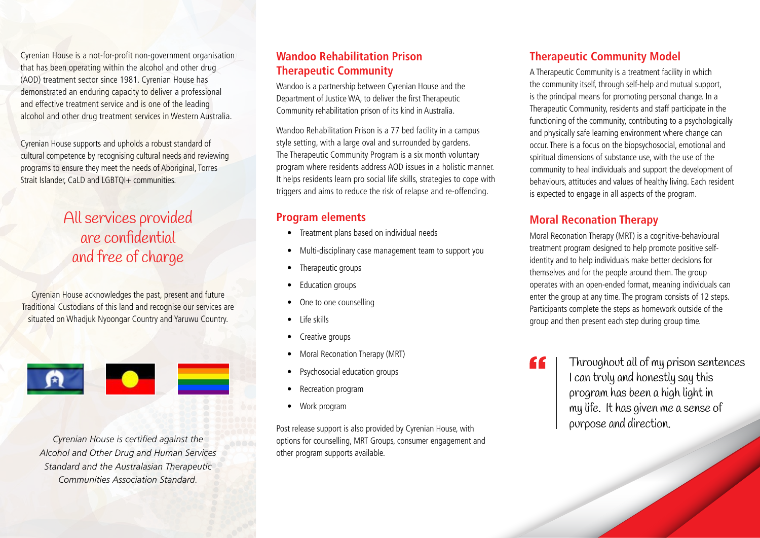Cyrenian House is a not-for-profit non-government organisation that has been operating within the alcohol and other drug (AOD) treatment sector since 1981. Cyrenian House has demonstrated an enduring capacity to deliver a professional and effective treatment service and is one of the leading alcohol and other drug treatment services in Western Australia.

Cyrenian House supports and upholds a robust standard of cultural competence by recognising cultural needs and reviewing programs to ensure they meet the needs of Aboriginal, Torres Strait Islander, CaLD and LGBTQI+ communities.

All services provided are confidential and free of charge

Cyrenian House acknowledges the past, present and future Traditional Custodians of this land and recognise our services are situated on Whadjuk Nyoongar Country and Yaruwu Country.

*Cyrenian House is certified against the Alcohol and Other Drug and Human Services Standard and the Australasian Therapeutic Communities Association Standard.*

## Wandoo Rehabilitation Prison Therapeutic Community

Wandoo is a partnership between Cyrenian House and the Department of Justice WA, to deliver the first Therapeutic Community rehabilitation prison of its kind in Australia.

Wandoo Rehabilitation Prison is a 77 bed facility in a campus style setting, with a large oval and surrounded by gardens. The Therapeutic Community Program is a six month voluntary program where residents address AOD issues in a holistic manner. It helps residents learn pro social life skills, strategies to cope with triggers and aims to reduce the risk of relapse and re-offending.

## Program elements

- Treatment plans based on individual needs
- Multi-disciplinary case management team to support you
- Therapeutic groups
- Education groups
- One to one counselling
- Life skills
- Creative groups
- Moral Reconation Therapy (MRT)
- Psychosocial education groups
- Recreation program
- Work program

Post release support is also provided by Cyrenian House, with options for counselling, MRT Groups, consumer engagement and other program supports available.

## Therapeutic Community Model

A Therapeutic Community is a treatment facility in which the community itself, through self-help and mutual support, is the principal means for promoting personal change. In a Therapeutic Community, residents and staff participate in the functioning of the community, contributing to a psychologically and physically safe learning environment where change can occur. There is a focus on the biopsychosocial, emotional and spiritual dimensions of substance use, with the use of the community to heal individuals and support the development of behaviours, attitudes and values of healthy living. Each resident is expected to engage in all aspects of the program.

## Moral Reconation Therapy

Moral Reconation Therapy (MRT) is a cognitive-behavioural treatment program designed to help promote positive self-identity and to help individuals make better decisions for themselves and for the people around them. The group operates with an open-ended format, meaning individuals can enter the group at any time. The program consists of 12 steps. Participants complete the steps as homework outside of the group and then present each step during group time.

> Throughout all of my prison sentences I can truly and honestly say this program has been a high light in my life. It has given me a sense of purpose and direction.